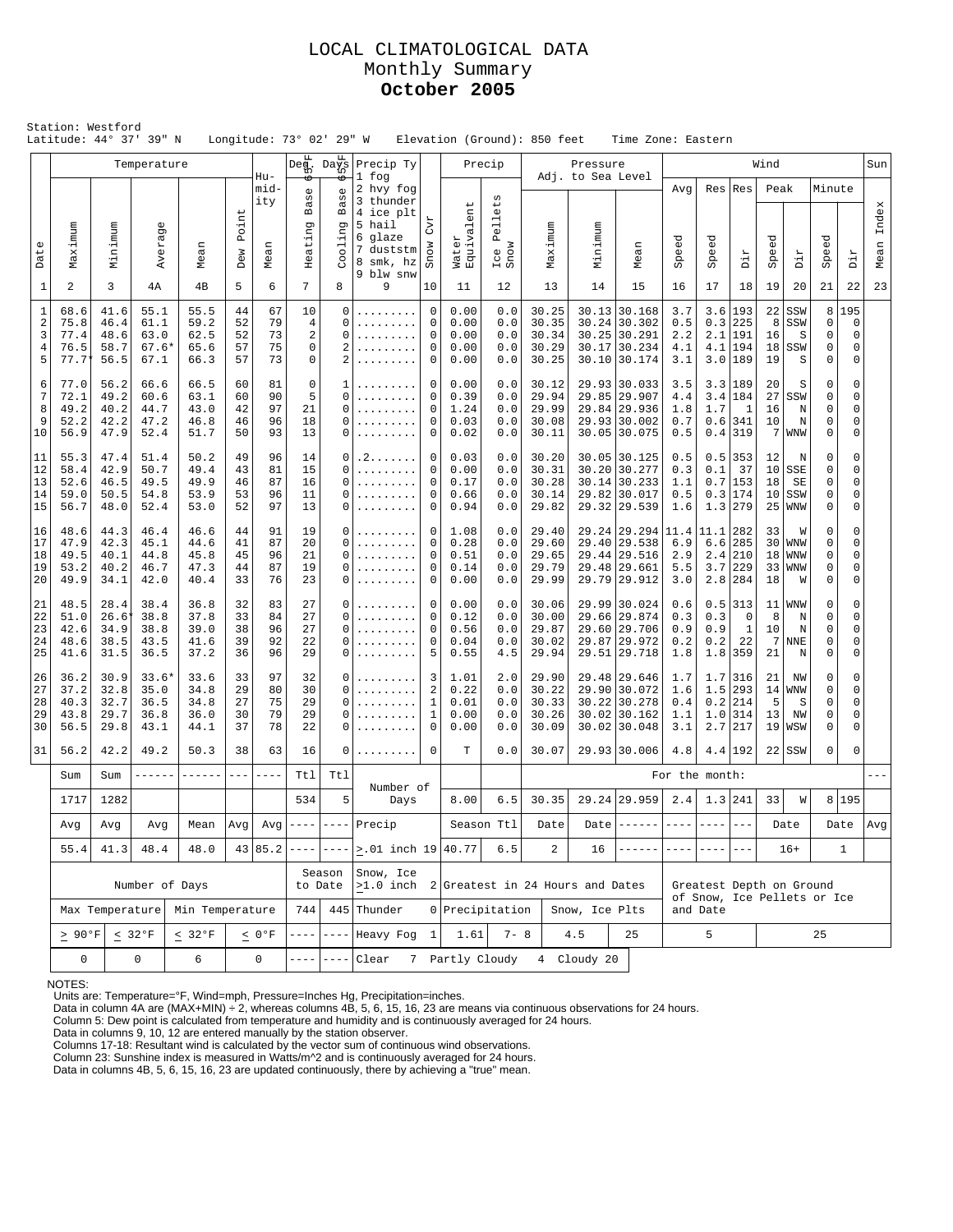# LOCAL CLIMATOLOGICAL DATA
## Monthly Summary
## **October 2005**

Station: Westford
Latitude: 44° 37' 39" N    Longitude: 73° 02' 29" W    Elevation (Ground): 850 feet    Time Zone: Eastern

| Date | Temperature Maximum | Temperature Minimum | Temperature Average | Temperature Mean | Dew Point | Humidity Mean | Deg. Days 65F Heating Base | Deg. Days 65F Cooling Base | Precip Ty (1 fog, 2 hvy fog, 3 thunder, 4 ice plt, 5 hail, 6 glaze, 7 duststm, 8 smk, hz, 9 blw snw) | Snow Cvr | Precip Water Equivalent | Precip Ice Pellets Snow | Pressure Maximum | Pressure Minimum | Pressure Mean | Wind Avg Speed | Wind Res Speed | Wind Res Dir | Wind Peak Speed | Wind Peak Dir | Wind Minute Speed | Wind Minute Dir | Sun Mean Index |
|---|---|---|---|---|---|---|---|---|---|---|---|---|---|---|---|---|---|---|---|---|---|---|---|
| 1 | 2 | 3 | 4A | 4B | 5 | 6 | 7 | 8 | 9 | 10 | 11 | 12 | 13 | 14 | 15 | 16 | 17 | 18 | 19 | 20 | 21 | 22 | 23 |
| 1 | 68.6 | 41.6 | 55.1 | 55.5 | 44 | 67 | 10 | 0 | ......... | 0 | 0.00 | 0.0 | 30.25 | 30.13 | 30.168 | 3.7 | 3.6 | 193 | 22 | SSW | 8 | 195 | |
| 2 | 75.8 | 46.4 | 61.1 | 59.2 | 52 | 79 | 4 | 0 | ......... | 0 | 0.00 | 0.0 | 30.35 | 30.24 | 30.302 | 0.5 | 0.3 | 225 | 8 | SSW | 0 | 0 | |
| 3 | 77.4 | 48.6 | 63.0 | 62.5 | 52 | 73 | 2 | 0 | ......... | 0 | 0.00 | 0.0 | 30.34 | 30.25 | 30.291 | 2.2 | 2.1 | 191 | 16 | S | 0 | 0 | |
| 4 | 76.5 | 58.7 | 67.6* | 65.6 | 57 | 75 | 0 | 2 | ......... | 0 | 0.00 | 0.0 | 30.29 | 30.17 | 30.234 | 4.1 | 4.1 | 194 | 18 | SSW | 0 | 0 | |
| 5 | 77.7* | 56.5 | 67.1 | 66.3 | 57 | 73 | 0 | 2 | ......... | 0 | 0.00 | 0.0 | 30.25 | 30.10 | 30.174 | 3.1 | 3.0 | 189 | 19 | S | 0 | 0 | |
| 6 | 77.0 | 56.2 | 66.6 | 66.5 | 60 | 81 | 0 | 1 | ......... | 0 | 0.00 | 0.0 | 30.12 | 29.93 | 30.033 | 3.5 | 3.3 | 189 | 20 | S | 0 | 0 | |
| 7 | 72.1 | 49.2 | 60.6 | 63.1 | 60 | 90 | 5 | 0 | ......... | 0 | 0.39 | 0.0 | 29.94 | 29.85 | 29.907 | 4.4 | 3.4 | 184 | 27 | SSW | 0 | 0 | |
| 8 | 49.2 | 40.2 | 44.7 | 43.0 | 42 | 97 | 21 | 0 | ......... | 0 | 1.24 | 0.0 | 29.99 | 29.84 | 29.936 | 1.8 | 1.7 | 1 | 16 | N | 0 | 0 | |
| 9 | 52.2 | 42.2 | 47.2 | 46.8 | 46 | 96 | 18 | 0 | ......... | 0 | 0.03 | 0.0 | 30.08 | 29.93 | 30.002 | 0.7 | 0.6 | 341 | 10 | N | 0 | 0 | |
| 10 | 56.9 | 47.9 | 52.4 | 51.7 | 50 | 93 | 13 | 0 | ......... | 0 | 0.02 | 0.0 | 30.11 | 30.05 | 30.075 | 0.5 | 0.4 | 319 | 7 | WNW | 0 | 0 | |
| 11 | 55.3 | 47.4 | 51.4 | 50.2 | 49 | 96 | 14 | 0 | .2....... | 0 | 0.03 | 0.0 | 30.20 | 30.05 | 30.125 | 0.5 | 0.5 | 353 | 12 | N | 0 | 0 | |
| 12 | 58.4 | 42.9 | 50.7 | 49.4 | 43 | 81 | 15 | 0 | ......... | 0 | 0.00 | 0.0 | 30.31 | 30.20 | 30.277 | 0.3 | 0.1 | 37 | 10 | SSE | 0 | 0 | |
| 13 | 52.6 | 46.5 | 49.5 | 49.9 | 46 | 87 | 16 | 0 | ......... | 0 | 0.17 | 0.0 | 30.28 | 30.14 | 30.233 | 1.1 | 0.7 | 153 | 18 | SE | 0 | 0 | |
| 14 | 59.0 | 50.5 | 54.8 | 53.9 | 53 | 96 | 11 | 0 | ......... | 0 | 0.66 | 0.0 | 30.14 | 29.82 | 30.017 | 0.5 | 0.3 | 174 | 10 | SSW | 0 | 0 | |
| 15 | 56.7 | 48.0 | 52.4 | 53.0 | 52 | 97 | 13 | 0 | ......... | 0 | 0.94 | 0.0 | 29.82 | 29.32 | 29.539 | 1.6 | 1.3 | 279 | 25 | WNW | 0 | 0 | |
| 16 | 48.6 | 44.3 | 46.4 | 46.6 | 44 | 91 | 19 | 0 | ......... | 0 | 1.08 | 0.0 | 29.40 | 29.24 | 29.294 | 11.4 | 11.1 | 282 | 33 | W | 0 | 0 | |
| 17 | 47.9 | 42.3 | 45.1 | 44.6 | 41 | 87 | 20 | 0 | ......... | 0 | 0.28 | 0.0 | 29.60 | 29.40 | 29.538 | 6.9 | 6.6 | 285 | 30 | WNW | 0 | 0 | |
| 18 | 49.5 | 40.1 | 44.8 | 45.8 | 45 | 96 | 21 | 0 | ......... | 0 | 0.51 | 0.0 | 29.65 | 29.44 | 29.516 | 2.9 | 2.4 | 210 | 18 | WNW | 0 | 0 | |
| 19 | 53.2 | 40.2 | 46.7 | 47.3 | 44 | 87 | 19 | 0 | ......... | 0 | 0.14 | 0.0 | 29.79 | 29.48 | 29.661 | 5.5 | 3.7 | 229 | 33 | WNW | 0 | 0 | |
| 20 | 49.9 | 34.1 | 42.0 | 40.4 | 33 | 76 | 23 | 0 | ......... | 0 | 0.00 | 0.0 | 29.99 | 29.79 | 29.912 | 3.0 | 2.8 | 284 | 18 | W | 0 | 0 | |
| 21 | 48.5 | 28.4 | 38.4 | 36.8 | 32 | 83 | 27 | 0 | ......... | 0 | 0.00 | 0.0 | 30.06 | 29.99 | 30.024 | 0.6 | 0.5 | 313 | 11 | WNW | 0 | 0 | |
| 22 | 51.0 | 26.6* | 38.8 | 37.8 | 33 | 84 | 27 | 0 | ......... | 0 | 0.12 | 0.0 | 30.00 | 29.66 | 29.874 | 0.3 | 0.3 | 0 | 8 | N | 0 | 0 | |
| 23 | 42.6 | 34.9 | 38.8 | 39.0 | 38 | 96 | 27 | 0 | ......... | 0 | 0.56 | 0.0 | 29.87 | 29.60 | 29.706 | 0.9 | 0.9 | 1 | 10 | N | 0 | 0 | |
| 24 | 48.6 | 38.5 | 43.5 | 41.6 | 39 | 92 | 22 | 0 | ......... | 0 | 0.04 | 0.0 | 30.02 | 29.87 | 29.972 | 0.2 | 0.2 | 22 | 7 | NNE | 0 | 0 | |
| 25 | 41.6 | 31.5 | 36.5 | 37.2 | 36 | 96 | 29 | 0 | ......... | 5 | 0.55 | 4.5 | 29.94 | 29.51 | 29.718 | 1.8 | 1.8 | 359 | 21 | N | 0 | 0 | |
| 26 | 36.2 | 30.9 | 33.6* | 33.6 | 33 | 97 | 32 | 0 | ......... | 3 | 1.01 | 2.0 | 29.90 | 29.48 | 29.646 | 1.7 | 1.7 | 316 | 21 | NW | 0 | 0 | |
| 27 | 37.2 | 32.8 | 35.0 | 34.8 | 29 | 80 | 30 | 0 | ......... | 2 | 0.22 | 0.0 | 30.22 | 29.90 | 30.072 | 1.6 | 1.5 | 293 | 14 | WNW | 0 | 0 | |
| 28 | 40.3 | 32.7 | 36.5 | 34.8 | 27 | 75 | 29 | 0 | ......... | 1 | 0.01 | 0.0 | 30.33 | 30.22 | 30.278 | 0.4 | 0.2 | 214 | 5 | S | 0 | 0 | |
| 29 | 43.8 | 29.7 | 36.8 | 36.0 | 30 | 79 | 29 | 0 | ......... | 1 | 0.00 | 0.0 | 30.26 | 30.02 | 30.162 | 1.1 | 1.0 | 314 | 13 | NW | 0 | 0 | |
| 30 | 56.5 | 29.8 | 43.1 | 44.1 | 37 | 78 | 22 | 0 | ......... | 0 | 0.00 | 0.0 | 30.09 | 30.02 | 30.048 | 3.1 | 2.7 | 217 | 19 | WSW | 0 | 0 | |
| 31 | 56.2 | 42.2 | 49.2 | 50.3 | 38 | 63 | 16 | 0 | ......... | 0 | T | 0.0 | 30.07 | 29.93 | 30.006 | 4.8 | 4.4 | 192 | 22 | SSW | 0 | 0 | |

| Sum | Sum | ------ | ------ | --- | ---- | Ttl | Ttl | Number of Days | | | | For the month: | | | | | | | | | | ---|
|---|---|---|---|---|---|---|---|---|---|---|---|---|---|---|---|---|---|---|---|---|---|---|
| 1717 | 1282 | | | | | 534 | 5 | | 8.00 | 6.5 | 30.35 | 29.24 | 29.959 | 2.4 | 1.3 | 241 | 33 | W | 8 | 195 | | |
| Avg | Avg | Avg | Mean | Avg | Avg | ---- | ---- | Precip | Season Ttl | | Date | Date | ------ | ---- | ---- | --- | Date | | Date | | Avg | |
| 55.4 | 41.3 | 48.4 | 48.0 | 43 | 85.2 | ---- | ---- | ≥.01 inch 19 | 40.77 | 6.5 | 2 | 16 | ------ | ---- | ---- | --- | 16+ | | 1 | | | |

| Number of Days | | | | Season to Date | | Snow, Ice ≥1.0 inch | 2 | Greatest in 24 Hours and Dates | | | | Greatest Depth on Ground of Snow, Ice Pellets or Ice and Date | |
|---|---|---|---|---|---|---|---|---|---|---|---|---|---|
| Max Temperature | | Min Temperature | | 744 | 445 | Thunder | 0 | Precipitation | | Snow, Ice Plts | | | |
| ≥ 90°F | ≤ 32°F | ≤ 32°F | ≤ 0°F | ---- | ---- | Heavy Fog | 1 | 1.61 | 7- 8 | 4.5 | 25 | 5 | 25 |
| 0 | 0 | 6 | 0 | ---- | ---- | Clear | 7 | Partly Cloudy | 4 | Cloudy | 20 | | |

NOTES:
Units are: Temperature=°F, Wind=mph, Pressure=Inches Hg, Precipitation=inches.
Data in column 4A are (MAX+MIN) ÷ 2, whereas columns 4B, 5, 6, 15, 16, 23 are means via continuous observations for 24 hours.
Column 5: Dew point is calculated from temperature and humidity and is continuously averaged for 24 hours.
Data in columns 9, 10, 12 are entered manually by the station observer.
Columns 17-18: Resultant wind is calculated by the vector sum of continuous wind observations.
Column 23: Sunshine index is measured in Watts/m^2 and is continuously averaged for 24 hours.
Data in columns 4B, 5, 6, 15, 16, 23 are updated continuously, there by achieving a "true" mean.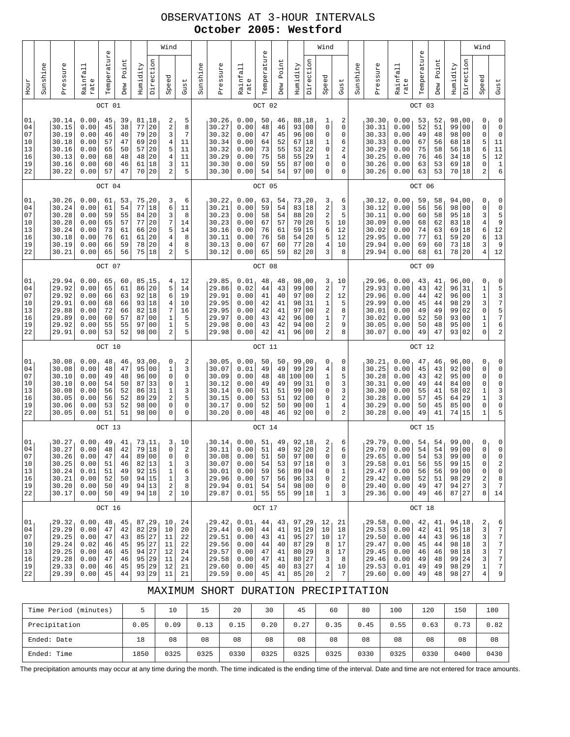# OBSERVATIONS AT 3-HOUR INTERVALS

## October 2005: Westford

### OCT 01

| Hour | Sunshine | Pressure | Rainfall rate | Temperature | Dew Point | Humidity | Wind Direction | Wind Speed | Wind Gust |
|---|---|---|---|---|---|---|---|---|---|
| 01 | | 30.14 | 0.00 | 45 | 39 | 81 | 18 | 2 | 5 |
| 04 | | 30.15 | 0.00 | 45 | 38 | 77 | 20 | 2 | 8 |
| 07 | | 30.19 | 0.00 | 46 | 40 | 79 | 20 | 3 | 7 |
| 10 | | 30.18 | 0.00 | 57 | 47 | 69 | 20 | 4 | 11 |
| 13 | | 30.16 | 0.00 | 65 | 50 | 57 | 20 | 5 | 11 |
| 16 | | 30.13 | 0.00 | 68 | 48 | 48 | 20 | 4 | 11 |
| 19 | | 30.16 | 0.00 | 60 | 46 | 61 | 18 | 3 | 11 |
| 22 | | 30.22 | 0.00 | 57 | 47 | 70 | 20 | 2 | 5 |

### OCT 02

| Hour | Sunshine | Pressure | Rainfall rate | Temperature | Dew Point | Humidity | Wind Direction | Wind Speed | Wind Gust |
|---|---|---|---|---|---|---|---|---|---|
| 01 | | 30.26 | 0.00 | 50 | 46 | 88 | 18 | 1 | 2 |
| 04 | | 30.27 | 0.00 | 48 | 46 | 93 | 00 | 0 | 0 |
| 07 | | 30.32 | 0.00 | 47 | 45 | 96 | 00 | 0 | 0 |
| 10 | | 30.34 | 0.00 | 64 | 52 | 67 | 18 | 1 | 6 |
| 13 | | 30.32 | 0.00 | 73 | 55 | 53 | 22 | 0 | 2 |
| 16 | | 30.29 | 0.00 | 75 | 58 | 55 | 29 | 1 | 4 |
| 19 | | 30.30 | 0.00 | 59 | 55 | 87 | 00 | 0 | 0 |
| 22 | | 30.30 | 0.00 | 54 | 54 | 97 | 00 | 0 | 0 |

### OCT 03

| Hour | Sunshine | Pressure | Rainfall rate | Temperature | Dew Point | Humidity | Wind Direction | Wind Speed | Wind Gust |
|---|---|---|---|---|---|---|---|---|---|
| 01 | | 30.30 | 0.00 | 53 | 52 | 98 | 00 | 0 | 0 |
| 04 | | 30.31 | 0.00 | 52 | 51 | 99 | 00 | 0 | 0 |
| 07 | | 30.33 | 0.00 | 49 | 48 | 98 | 00 | 0 | 0 |
| 10 | | 30.33 | 0.00 | 67 | 56 | 68 | 18 | 5 | 11 |
| 13 | | 30.29 | 0.00 | 75 | 58 | 56 | 18 | 6 | 11 |
| 16 | | 30.25 | 0.00 | 76 | 46 | 34 | 18 | 5 | 12 |
| 19 | | 30.26 | 0.00 | 63 | 53 | 69 | 18 | 0 | 1 |
| 22 | | 30.26 | 0.00 | 63 | 53 | 70 | 18 | 2 | 6 |

### OCT 04

| Hour | Sunshine | Pressure | Rainfall rate | Temperature | Dew Point | Humidity | Wind Direction | Wind Speed | Wind Gust |
|---|---|---|---|---|---|---|---|---|---|
| 01 | | 30.26 | 0.00 | 61 | 53 | 75 | 20 | 3 | 6 |
| 04 | | 30.24 | 0.00 | 61 | 54 | 77 | 18 | 6 | 11 |
| 07 | | 30.28 | 0.00 | 59 | 55 | 84 | 20 | 3 | 8 |
| 10 | | 30.28 | 0.00 | 65 | 57 | 77 | 20 | 7 | 14 |
| 13 | | 30.24 | 0.00 | 73 | 61 | 66 | 20 | 5 | 14 |
| 16 | | 30.18 | 0.00 | 76 | 61 | 61 | 20 | 4 | 8 |
| 19 | | 30.19 | 0.00 | 66 | 59 | 78 | 20 | 4 | 8 |
| 22 | | 30.21 | 0.00 | 65 | 56 | 75 | 18 | 2 | 5 |

### OCT 05

| Hour | Sunshine | Pressure | Rainfall rate | Temperature | Dew Point | Humidity | Wind Direction | Wind Speed | Wind Gust |
|---|---|---|---|---|---|---|---|---|---|
| 01 | | 30.22 | 0.00 | 63 | 54 | 73 | 20 | 3 | 6 |
| 04 | | 30.21 | 0.00 | 59 | 54 | 83 | 18 | 2 | 3 |
| 07 | | 30.23 | 0.00 | 58 | 54 | 88 | 20 | 2 | 5 |
| 10 | | 30.23 | 0.00 | 67 | 57 | 70 | 20 | 5 | 10 |
| 13 | | 30.16 | 0.00 | 76 | 61 | 59 | 15 | 6 | 12 |
| 16 | | 30.11 | 0.00 | 76 | 58 | 54 | 20 | 5 | 12 |
| 19 | | 30.13 | 0.00 | 67 | 60 | 77 | 20 | 4 | 10 |
| 22 | | 30.12 | 0.00 | 65 | 59 | 82 | 20 | 3 | 8 |

### OCT 06

| Hour | Sunshine | Pressure | Rainfall rate | Temperature | Dew Point | Humidity | Wind Direction | Wind Speed | Wind Gust |
|---|---|---|---|---|---|---|---|---|---|
| 01 | | 30.12 | 0.00 | 59 | 58 | 94 | 00 | 0 | 0 |
| 04 | | 30.12 | 0.00 | 56 | 56 | 98 | 00 | 0 | 0 |
| 07 | | 30.11 | 0.00 | 60 | 58 | 95 | 18 | 3 | 5 |
| 10 | | 30.09 | 0.00 | 68 | 62 | 83 | 18 | 4 | 9 |
| 13 | | 30.02 | 0.00 | 74 | 63 | 69 | 18 | 6 | 12 |
| 16 | | 29.95 | 0.00 | 77 | 61 | 59 | 20 | 6 | 13 |
| 19 | | 29.94 | 0.00 | 69 | 60 | 73 | 18 | 3 | 9 |
| 22 | | 29.94 | 0.00 | 68 | 61 | 78 | 20 | 4 | 12 |

### OCT 07

| Hour | Sunshine | Pressure | Rainfall rate | Temperature | Dew Point | Humidity | Wind Direction | Wind Speed | Wind Gust |
|---|---|---|---|---|---|---|---|---|---|
| 01 | | 29.94 | 0.00 | 65 | 60 | 85 | 15 | 4 | 12 |
| 04 | | 29.92 | 0.00 | 65 | 61 | 86 | 20 | 5 | 14 |
| 07 | | 29.92 | 0.00 | 66 | 63 | 92 | 18 | 6 | 19 |
| 10 | | 29.91 | 0.00 | 68 | 66 | 93 | 18 | 4 | 10 |
| 13 | | 29.88 | 0.00 | 72 | 66 | 82 | 18 | 7 | 16 |
| 16 | | 29.89 | 0.00 | 60 | 57 | 87 | 00 | 1 | 5 |
| 19 | | 29.92 | 0.00 | 55 | 55 | 97 | 00 | 1 | 5 |
| 22 | | 29.91 | 0.00 | 53 | 52 | 98 | 00 | 2 | 5 |

### OCT 08

| Hour | Sunshine | Pressure | Rainfall rate | Temperature | Dew Point | Humidity | Wind Direction | Wind Speed | Wind Gust |
|---|---|---|---|---|---|---|---|---|---|
| 01 | | 29.85 | 0.01 | 48 | 48 | 98 | 00 | 3 | 10 |
| 04 | | 29.86 | 0.02 | 44 | 43 | 99 | 00 | 2 | 7 |
| 07 | | 29.91 | 0.00 | 41 | 40 | 97 | 00 | 2 | 12 |
| 10 | | 29.95 | 0.00 | 42 | 41 | 98 | 31 | 1 | 5 |
| 13 | | 29.95 | 0.00 | 42 | 41 | 97 | 00 | 2 | 8 |
| 16 | | 29.97 | 0.00 | 43 | 42 | 96 | 00 | 1 | 7 |
| 19 | | 29.98 | 0.00 | 43 | 42 | 94 | 00 | 2 | 9 |
| 22 | | 29.98 | 0.00 | 42 | 41 | 96 | 00 | 2 | 8 |

### OCT 09

| Hour | Sunshine | Pressure | Rainfall rate | Temperature | Dew Point | Humidity | Wind Direction | Wind Speed | Wind Gust |
|---|---|---|---|---|---|---|---|---|---|
| 01 | | 29.96 | 0.00 | 43 | 41 | 96 | 00 | 0 | 0 |
| 04 | | 29.93 | 0.00 | 43 | 42 | 96 | 31 | 1 | 5 |
| 07 | | 29.96 | 0.00 | 44 | 42 | 96 | 00 | 1 | 3 |
| 10 | | 29.99 | 0.00 | 45 | 44 | 98 | 29 | 3 | 7 |
| 13 | | 30.01 | 0.00 | 49 | 49 | 99 | 02 | 0 | 5 |
| 16 | | 30.02 | 0.00 | 52 | 50 | 93 | 00 | 1 | 7 |
| 19 | | 30.05 | 0.00 | 50 | 48 | 95 | 00 | 1 | 6 |
| 22 | | 30.07 | 0.00 | 49 | 47 | 93 | 02 | 0 | 2 |

### OCT 10

| Hour | Sunshine | Pressure | Rainfall rate | Temperature | Dew Point | Humidity | Wind Direction | Wind Speed | Wind Gust |
|---|---|---|---|---|---|---|---|---|---|
| 01 | | 30.08 | 0.00 | 48 | 46 | 93 | 00 | 0 | 2 |
| 04 | | 30.08 | 0.00 | 48 | 47 | 95 | 00 | 1 | 3 |
| 07 | | 30.10 | 0.00 | 49 | 48 | 96 | 00 | 0 | 0 |
| 10 | | 30.10 | 0.00 | 54 | 50 | 87 | 33 | 0 | 1 |
| 13 | | 30.08 | 0.00 | 56 | 52 | 86 | 31 | 1 | 3 |
| 16 | | 30.05 | 0.00 | 56 | 52 | 89 | 29 | 2 | 5 |
| 19 | | 30.06 | 0.00 | 53 | 52 | 98 | 00 | 0 | 0 |
| 22 | | 30.05 | 0.00 | 51 | 51 | 98 | 00 | 0 | 0 |

### OCT 11

| Hour | Sunshine | Pressure | Rainfall rate | Temperature | Dew Point | Humidity | Wind Direction | Wind Speed | Wind Gust |
|---|---|---|---|---|---|---|---|---|---|
| 01 | | 30.05 | 0.00 | 50 | 50 | 99 | 00 | 0 | 0 |
| 04 | | 30.07 | 0.01 | 49 | 49 | 99 | 29 | 4 | 8 |
| 07 | | 30.09 | 0.00 | 48 | 48 | 100 | 00 | 1 | 5 |
| 10 | | 30.12 | 0.00 | 49 | 49 | 99 | 31 | 0 | 3 |
| 13 | | 30.14 | 0.00 | 51 | 51 | 99 | 00 | 0 | 3 |
| 16 | | 30.15 | 0.00 | 53 | 51 | 92 | 00 | 0 | 2 |
| 19 | | 30.17 | 0.00 | 52 | 50 | 90 | 00 | 1 | 4 |
| 22 | | 30.20 | 0.00 | 48 | 46 | 92 | 00 | 0 | 2 |

### OCT 12

| Hour | Sunshine | Pressure | Rainfall rate | Temperature | Dew Point | Humidity | Wind Direction | Wind Speed | Wind Gust |
|---|---|---|---|---|---|---|---|---|---|
| 01 | | 30.21 | 0.00 | 47 | 46 | 96 | 00 | 0 | 0 |
| 04 | | 30.25 | 0.00 | 45 | 43 | 92 | 00 | 0 | 0 |
| 07 | | 30.28 | 0.00 | 43 | 42 | 95 | 00 | 0 | 0 |
| 10 | | 30.31 | 0.00 | 49 | 44 | 84 | 00 | 0 | 0 |
| 13 | | 30.30 | 0.00 | 55 | 41 | 58 | 02 | 1 | 3 |
| 16 | | 30.28 | 0.00 | 57 | 45 | 64 | 29 | 1 | 3 |
| 19 | | 30.29 | 0.00 | 50 | 45 | 85 | 00 | 0 | 0 |
| 22 | | 30.28 | 0.00 | 49 | 41 | 74 | 15 | 1 | 5 |

### OCT 13

| Hour | Sunshine | Pressure | Rainfall rate | Temperature | Dew Point | Humidity | Wind Direction | Wind Speed | Wind Gust |
|---|---|---|---|---|---|---|---|---|---|
| 01 | | 30.27 | 0.00 | 49 | 41 | 73 | 11 | 3 | 10 |
| 04 | | 30.27 | 0.00 | 48 | 42 | 79 | 18 | 0 | 2 |
| 07 | | 30.26 | 0.00 | 47 | 44 | 89 | 00 | 0 | 0 |
| 10 | | 30.25 | 0.00 | 51 | 46 | 82 | 13 | 1 | 3 |
| 13 | | 30.24 | 0.01 | 51 | 49 | 92 | 15 | 1 | 6 |
| 16 | | 30.21 | 0.00 | 52 | 50 | 94 | 15 | 1 | 3 |
| 19 | | 30.20 | 0.00 | 50 | 49 | 94 | 13 | 2 | 8 |
| 22 | | 30.17 | 0.00 | 50 | 49 | 94 | 18 | 2 | 10 |

### OCT 14

| Hour | Sunshine | Pressure | Rainfall rate | Temperature | Dew Point | Humidity | Wind Direction | Wind Speed | Wind Gust |
|---|---|---|---|---|---|---|---|---|---|
| 01 | | 30.14 | 0.00 | 51 | 49 | 92 | 18 | 2 | 6 |
| 04 | | 30.11 | 0.00 | 51 | 49 | 92 | 20 | 2 | 6 |
| 07 | | 30.08 | 0.00 | 51 | 50 | 97 | 00 | 0 | 0 |
| 10 | | 30.07 | 0.00 | 54 | 53 | 97 | 18 | 0 | 3 |
| 13 | | 30.01 | 0.00 | 59 | 56 | 89 | 04 | 0 | 1 |
| 16 | | 29.96 | 0.00 | 57 | 56 | 96 | 33 | 0 | 2 |
| 19 | | 29.94 | 0.01 | 54 | 54 | 98 | 00 | 0 | 0 |
| 22 | | 29.87 | 0.01 | 55 | 55 | 99 | 18 | 1 | 3 |

### OCT 15

| Hour | Sunshine | Pressure | Rainfall rate | Temperature | Dew Point | Humidity | Wind Direction | Wind Speed | Wind Gust |
|---|---|---|---|---|---|---|---|---|---|
| 01 | | 29.79 | 0.00 | 54 | 54 | 99 | 00 | 0 | 0 |
| 04 | | 29.70 | 0.00 | 54 | 54 | 99 | 00 | 0 | 0 |
| 07 | | 29.65 | 0.00 | 54 | 53 | 99 | 00 | 0 | 0 |
| 10 | | 29.58 | 0.01 | 56 | 55 | 99 | 15 | 0 | 2 |
| 13 | | 29.47 | 0.00 | 56 | 56 | 99 | 00 | 0 | 0 |
| 16 | | 29.42 | 0.00 | 52 | 51 | 98 | 29 | 2 | 8 |
| 19 | | 29.40 | 0.00 | 49 | 47 | 94 | 27 | 3 | 7 |
| 22 | | 29.36 | 0.00 | 49 | 46 | 87 | 27 | 8 | 14 |

### OCT 16

| Hour | Sunshine | Pressure | Rainfall rate | Temperature | Dew Point | Humidity | Wind Direction | Wind Speed | Wind Gust |
|---|---|---|---|---|---|---|---|---|---|
| 01 | | 29.32 | 0.00 | 48 | 45 | 87 | 29 | 10 | 24 |
| 04 | | 29.29 | 0.00 | 47 | 42 | 82 | 29 | 10 | 20 |
| 07 | | 29.25 | 0.00 | 47 | 43 | 85 | 27 | 11 | 22 |
| 10 | | 29.24 | 0.02 | 46 | 45 | 95 | 27 | 11 | 22 |
| 13 | | 29.25 | 0.00 | 46 | 45 | 94 | 27 | 12 | 24 |
| 16 | | 29.28 | 0.00 | 47 | 46 | 95 | 29 | 11 | 24 |
| 19 | | 29.33 | 0.00 | 46 | 45 | 95 | 29 | 12 | 21 |
| 22 | | 29.39 | 0.00 | 45 | 44 | 93 | 29 | 11 | 21 |

### OCT 17

| Hour | Sunshine | Pressure | Rainfall rate | Temperature | Dew Point | Humidity | Wind Direction | Wind Speed | Wind Gust |
|---|---|---|---|---|---|---|---|---|---|
| 01 | | 29.42 | 0.01 | 44 | 43 | 97 | 29 | 12 | 21 |
| 04 | | 29.44 | 0.00 | 44 | 41 | 91 | 29 | 10 | 18 |
| 07 | | 29.51 | 0.00 | 43 | 41 | 95 | 27 | 10 | 17 |
| 10 | | 29.56 | 0.00 | 44 | 40 | 87 | 29 | 8 | 17 |
| 13 | | 29.57 | 0.00 | 47 | 41 | 80 | 29 | 8 | 17 |
| 16 | | 29.58 | 0.00 | 47 | 41 | 80 | 27 | 3 | 8 |
| 19 | | 29.60 | 0.00 | 45 | 40 | 83 | 27 | 4 | 10 |
| 22 | | 29.59 | 0.00 | 45 | 41 | 85 | 20 | 2 | 7 |

### OCT 18

| Hour | Sunshine | Pressure | Rainfall rate | Temperature | Dew Point | Humidity | Wind Direction | Wind Speed | Wind Gust |
|---|---|---|---|---|---|---|---|---|---|
| 01 | | 29.58 | 0.00 | 42 | 41 | 94 | 18 | 2 | 6 |
| 04 | | 29.53 | 0.00 | 42 | 41 | 95 | 18 | 3 | 7 |
| 07 | | 29.50 | 0.00 | 44 | 43 | 96 | 18 | 3 | 7 |
| 10 | | 29.47 | 0.00 | 45 | 44 | 98 | 18 | 3 | 7 |
| 13 | | 29.45 | 0.00 | 46 | 46 | 98 | 18 | 3 | 7 |
| 16 | | 29.46 | 0.00 | 49 | 48 | 99 | 24 | 3 | 7 |
| 19 | | 29.53 | 0.01 | 49 | 49 | 98 | 29 | 1 | 7 |
| 22 | | 29.60 | 0.00 | 49 | 48 | 98 | 27 | 4 | 9 |

# MAXIMUM SHORT DURATION PRECIPITATION

| Time Period (minutes) | 5 | 10 | 15 | 20 | 30 | 45 | 60 | 80 | 100 | 120 | 150 | 180 |
|---|---|---|---|---|---|---|---|---|---|---|---|---|
| Precipitation | 0.05 | 0.09 | 0.13 | 0.15 | 0.20 | 0.27 | 0.35 | 0.45 | 0.55 | 0.63 | 0.73 | 0.82 |
| Ended: Date | 18 | 08 | 08 | 08 | 08 | 08 | 08 | 08 | 08 | 08 | 08 | 08 |
| Ended: Time | 1850 | 0325 | 0325 | 0330 | 0325 | 0325 | 0325 | 0330 | 0325 | 0330 | 0400 | 0430 |

The precipitation amounts may occur at any time during the month. The time indicated is the ending time of the interval. Date and time are not entered for trace amounts.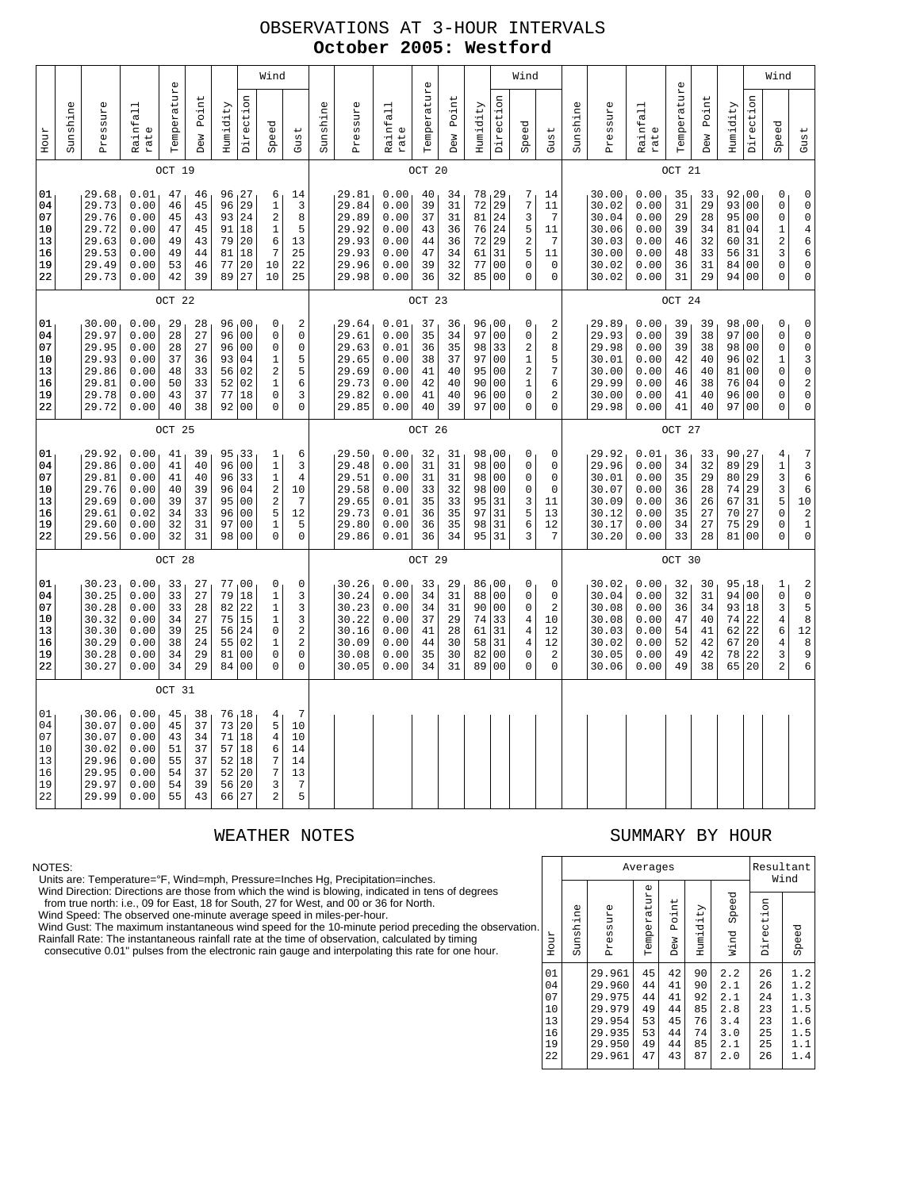# OBSERVATIONS AT 3-HOUR INTERVALS
## October 2005: Westford

### OCT 19

| Hour | Sunshine | Pressure | Rainfall rate | Temperature | Dew Point | Humidity | Wind Direction | Wind Speed | Wind Gust |
|---|---|---|---|---|---|---|---|---|---|
| 01 | | 29.68 | 0.01 | 47 | 46 | 96 | 27 | 6 | 14 |
| 04 | | 29.73 | 0.00 | 46 | 45 | 96 | 29 | 1 | 3 |
| 07 | | 29.76 | 0.00 | 45 | 43 | 93 | 24 | 2 | 8 |
| 10 | | 29.72 | 0.00 | 47 | 45 | 91 | 18 | 1 | 5 |
| 13 | | 29.63 | 0.00 | 49 | 43 | 79 | 20 | 6 | 13 |
| 16 | | 29.53 | 0.00 | 49 | 44 | 81 | 18 | 7 | 25 |
| 19 | | 29.49 | 0.00 | 53 | 46 | 77 | 20 | 10 | 22 |
| 22 | | 29.73 | 0.00 | 42 | 39 | 89 | 27 | 10 | 25 |

### OCT 20

| Hour | Sunshine | Pressure | Rainfall rate | Temperature | Dew Point | Humidity | Wind Direction | Wind Speed | Wind Gust |
|---|---|---|---|---|---|---|---|---|---|
| 01 | | 29.81 | 0.00 | 40 | 34 | 78 | 29 | 7 | 14 |
| 04 | | 29.84 | 0.00 | 39 | 31 | 72 | 29 | 7 | 11 |
| 07 | | 29.89 | 0.00 | 37 | 31 | 81 | 24 | 3 | 7 |
| 10 | | 29.92 | 0.00 | 43 | 36 | 76 | 24 | 5 | 11 |
| 13 | | 29.93 | 0.00 | 44 | 36 | 72 | 29 | 2 | 7 |
| 16 | | 29.93 | 0.00 | 47 | 34 | 61 | 31 | 5 | 11 |
| 19 | | 29.96 | 0.00 | 39 | 32 | 77 | 00 | 0 | 0 |
| 22 | | 29.98 | 0.00 | 36 | 32 | 85 | 00 | 0 | 0 |

### OCT 21

| Hour | Sunshine | Pressure | Rainfall rate | Temperature | Dew Point | Humidity | Wind Direction | Wind Speed | Wind Gust |
|---|---|---|---|---|---|---|---|---|---|
| 01 | | 30.00 | 0.00 | 35 | 33 | 92 | 00 | 0 | 0 |
| 04 | | 30.02 | 0.00 | 31 | 29 | 93 | 00 | 0 | 0 |
| 07 | | 30.04 | 0.00 | 29 | 28 | 95 | 00 | 0 | 0 |
| 10 | | 30.06 | 0.00 | 39 | 34 | 81 | 04 | 0 | 4 |
| 13 | | 30.03 | 0.00 | 46 | 32 | 60 | 31 | 1 | 6 |
| 16 | | 30.00 | 0.00 | 48 | 33 | 56 | 31 | 2 | 6 |
| 19 | | 30.02 | 0.00 | 36 | 31 | 84 | 00 | 3 | 0 |
| 22 | | 30.02 | 0.00 | 31 | 29 | 94 | 00 | 0 | 0 |

### OCT 22

| Hour | Sunshine | Pressure | Rainfall rate | Temperature | Dew Point | Humidity | Wind Direction | Wind Speed | Wind Gust |
|---|---|---|---|---|---|---|---|---|---|
| 01 | | 30.00 | 0.00 | 29 | 28 | 96 | 00 | 0 | 2 |
| 04 | | 29.97 | 0.00 | 28 | 27 | 96 | 00 | 0 | 0 |
| 07 | | 29.95 | 0.00 | 28 | 27 | 96 | 00 | 0 | 0 |
| 10 | | 29.93 | 0.00 | 37 | 36 | 93 | 04 | 1 | 5 |
| 13 | | 29.86 | 0.00 | 48 | 33 | 56 | 02 | 2 | 5 |
| 16 | | 29.81 | 0.00 | 50 | 33 | 52 | 02 | 1 | 6 |
| 19 | | 29.78 | 0.00 | 43 | 37 | 77 | 18 | 0 | 3 |
| 22 | | 29.72 | 0.00 | 40 | 38 | 92 | 00 | 0 | 0 |

### OCT 23

| Hour | Sunshine | Pressure | Rainfall rate | Temperature | Dew Point | Humidity | Wind Direction | Wind Speed | Wind Gust |
|---|---|---|---|---|---|---|---|---|---|
| 01 | | 29.64 | 0.01 | 37 | 36 | 96 | 00 | 0 | 2 |
| 04 | | 29.61 | 0.00 | 35 | 34 | 97 | 00 | 0 | 2 |
| 07 | | 29.63 | 0.01 | 36 | 35 | 98 | 33 | 2 | 8 |
| 10 | | 29.65 | 0.00 | 38 | 37 | 97 | 00 | 1 | 5 |
| 13 | | 29.69 | 0.00 | 41 | 40 | 95 | 00 | 2 | 7 |
| 16 | | 29.73 | 0.00 | 42 | 40 | 90 | 00 | 1 | 6 |
| 19 | | 29.82 | 0.00 | 41 | 40 | 96 | 00 | 0 | 2 |
| 22 | | 29.85 | 0.00 | 40 | 39 | 97 | 00 | 0 | 0 |

### OCT 24

| Hour | Sunshine | Pressure | Rainfall rate | Temperature | Dew Point | Humidity | Wind Direction | Wind Speed | Wind Gust |
|---|---|---|---|---|---|---|---|---|---|
| 01 | | 29.89 | 0.00 | 39 | 39 | 98 | 00 | 0 | 0 |
| 04 | | 29.93 | 0.00 | 39 | 38 | 97 | 00 | 0 | 0 |
| 07 | | 29.98 | 0.00 | 39 | 38 | 98 | 00 | 0 | 0 |
| 10 | | 30.01 | 0.00 | 42 | 40 | 96 | 02 | 1 | 3 |
| 13 | | 30.00 | 0.00 | 46 | 40 | 81 | 00 | 0 | 0 |
| 16 | | 29.99 | 0.00 | 46 | 38 | 76 | 04 | 0 | 2 |
| 19 | | 30.00 | 0.00 | 41 | 40 | 96 | 00 | 0 | 0 |
| 22 | | 29.98 | 0.00 | 41 | 40 | 97 | 00 | 0 | 0 |

### OCT 25

| Hour | Sunshine | Pressure | Rainfall rate | Temperature | Dew Point | Humidity | Wind Direction | Wind Speed | Wind Gust |
|---|---|---|---|---|---|---|---|---|---|
| 01 | | 29.92 | 0.00 | 41 | 39 | 95 | 33 | 1 | 6 |
| 04 | | 29.86 | 0.00 | 41 | 40 | 96 | 00 | 1 | 3 |
| 07 | | 29.81 | 0.00 | 41 | 40 | 96 | 33 | 1 | 4 |
| 10 | | 29.76 | 0.00 | 40 | 39 | 96 | 04 | 2 | 10 |
| 13 | | 29.69 | 0.00 | 39 | 37 | 95 | 00 | 2 | 7 |
| 16 | | 29.61 | 0.02 | 34 | 33 | 96 | 00 | 5 | 12 |
| 19 | | 29.60 | 0.00 | 32 | 31 | 97 | 00 | 1 | 5 |
| 22 | | 29.56 | 0.00 | 32 | 31 | 98 | 00 | 0 | 0 |

### OCT 26

| Hour | Sunshine | Pressure | Rainfall rate | Temperature | Dew Point | Humidity | Wind Direction | Wind Speed | Wind Gust |
|---|---|---|---|---|---|---|---|---|---|
| 01 | | 29.50 | 0.00 | 32 | 31 | 98 | 00 | 0 | 0 |
| 04 | | 29.48 | 0.00 | 31 | 31 | 98 | 00 | 0 | 0 |
| 07 | | 29.51 | 0.00 | 31 | 31 | 98 | 00 | 0 | 0 |
| 10 | | 29.58 | 0.00 | 33 | 32 | 98 | 00 | 0 | 0 |
| 13 | | 29.65 | 0.01 | 35 | 33 | 95 | 31 | 3 | 11 |
| 16 | | 29.73 | 0.01 | 36 | 35 | 97 | 31 | 5 | 13 |
| 19 | | 29.80 | 0.00 | 36 | 35 | 98 | 31 | 6 | 12 |
| 22 | | 29.86 | 0.01 | 36 | 34 | 95 | 31 | 3 | 7 |

### OCT 27

| Hour | Sunshine | Pressure | Rainfall rate | Temperature | Dew Point | Humidity | Wind Direction | Wind Speed | Wind Gust |
|---|---|---|---|---|---|---|---|---|---|
| 01 | | 29.92 | 0.01 | 36 | 33 | 90 | 27 | 4 | 7 |
| 04 | | 29.96 | 0.00 | 34 | 32 | 89 | 29 | 1 | 3 |
| 07 | | 30.01 | 0.00 | 35 | 29 | 80 | 29 | 3 | 6 |
| 10 | | 30.07 | 0.00 | 36 | 28 | 74 | 29 | 3 | 6 |
| 13 | | 30.09 | 0.00 | 36 | 26 | 67 | 31 | 5 | 10 |
| 16 | | 30.12 | 0.00 | 35 | 27 | 70 | 27 | 0 | 2 |
| 19 | | 30.17 | 0.00 | 34 | 27 | 75 | 29 | 0 | 1 |
| 22 | | 30.20 | 0.00 | 33 | 28 | 81 | 00 | 0 | 0 |

### OCT 28

| Hour | Sunshine | Pressure | Rainfall rate | Temperature | Dew Point | Humidity | Wind Direction | Wind Speed | Wind Gust |
|---|---|---|---|---|---|---|---|---|---|
| 01 | | 30.23 | 0.00 | 33 | 27 | 77 | 00 | 0 | 0 |
| 04 | | 30.25 | 0.00 | 33 | 27 | 79 | 18 | 1 | 3 |
| 07 | | 30.28 | 0.00 | 33 | 28 | 82 | 22 | 1 | 3 |
| 10 | | 30.32 | 0.00 | 34 | 27 | 75 | 15 | 1 | 3 |
| 13 | | 30.30 | 0.00 | 39 | 25 | 56 | 24 | 0 | 2 |
| 16 | | 30.29 | 0.00 | 38 | 24 | 55 | 02 | 1 | 2 |
| 19 | | 30.28 | 0.00 | 34 | 29 | 81 | 00 | 0 | 0 |
| 22 | | 30.27 | 0.00 | 34 | 29 | 84 | 00 | 0 | 0 |

### OCT 29

| Hour | Sunshine | Pressure | Rainfall rate | Temperature | Dew Point | Humidity | Wind Direction | Wind Speed | Wind Gust |
|---|---|---|---|---|---|---|---|---|---|
| 01 | | 30.26 | 0.00 | 33 | 29 | 86 | 00 | 0 | 0 |
| 04 | | 30.24 | 0.00 | 34 | 31 | 88 | 00 | 0 | 0 |
| 07 | | 30.23 | 0.00 | 34 | 31 | 90 | 00 | 0 | 2 |
| 10 | | 30.22 | 0.00 | 37 | 29 | 74 | 33 | 4 | 10 |
| 13 | | 30.16 | 0.00 | 41 | 28 | 61 | 31 | 4 | 12 |
| 16 | | 30.09 | 0.00 | 44 | 30 | 58 | 31 | 4 | 12 |
| 19 | | 30.08 | 0.00 | 35 | 30 | 82 | 00 | 0 | 2 |
| 22 | | 30.05 | 0.00 | 34 | 31 | 89 | 00 | 0 | 0 |

### OCT 30

| Hour | Sunshine | Pressure | Rainfall rate | Temperature | Dew Point | Humidity | Wind Direction | Wind Speed | Wind Gust |
|---|---|---|---|---|---|---|---|---|---|
| 01 | | 30.02 | 0.00 | 32 | 30 | 95 | 18 | 1 | 2 |
| 04 | | 30.04 | 0.00 | 32 | 31 | 94 | 00 | 0 | 0 |
| 07 | | 30.08 | 0.00 | 36 | 34 | 93 | 18 | 3 | 5 |
| 10 | | 30.08 | 0.00 | 47 | 40 | 74 | 22 | 4 | 8 |
| 13 | | 30.03 | 0.00 | 54 | 41 | 62 | 22 | 6 | 12 |
| 16 | | 30.02 | 0.00 | 52 | 42 | 67 | 20 | 4 | 8 |
| 19 | | 30.05 | 0.00 | 49 | 42 | 78 | 22 | 3 | 9 |
| 22 | | 30.06 | 0.00 | 49 | 38 | 65 | 20 | 2 | 6 |

### OCT 31

| Hour | Sunshine | Pressure | Rainfall rate | Temperature | Dew Point | Humidity | Wind Direction | Wind Speed | Wind Gust |
|---|---|---|---|---|---|---|---|---|---|
| 01 | | 30.06 | 0.00 | 45 | 38 | 76 | 18 | 4 | 7 |
| 04 | | 30.07 | 0.00 | 45 | 37 | 73 | 20 | 5 | 10 |
| 07 | | 30.07 | 0.00 | 43 | 34 | 71 | 18 | 4 | 10 |
| 10 | | 30.02 | 0.00 | 51 | 37 | 57 | 18 | 6 | 14 |
| 13 | | 29.96 | 0.00 | 55 | 37 | 52 | 18 | 7 | 14 |
| 16 | | 29.95 | 0.00 | 54 | 37 | 52 | 20 | 7 | 13 |
| 19 | | 29.97 | 0.00 | 54 | 39 | 56 | 20 | 3 | 7 |
| 22 | | 29.99 | 0.00 | 55 | 43 | 66 | 27 | 2 | 5 |

## WEATHER NOTES

NOTES:
Units are: Temperature=°F, Wind=mph, Pressure=Inches Hg, Precipitation=inches.
Wind Direction: Directions are those from which the wind is blowing, indicated in tens of degrees from true north: i.e., 09 for East, 18 for South, 27 for West, and 00 or 36 for North.
Wind Speed: The observed one-minute average speed in miles-per-hour.
Wind Gust: The maximum instantaneous wind speed for the 10-minute period preceding the observation.
Rainfall Rate: The instantaneous rainfall rate at the time of observation, calculated by timing consecutive 0.01" pulses from the electronic rain gauge and interpolating this rate for one hour.

## SUMMARY BY HOUR

| Hour | Averages: Sunshine | Averages: Pressure | Averages: Temperature | Averages: Dew Point | Averages: Humidity | Averages: Wind Speed | Resultant Wind: Direction | Resultant Wind: Speed |
|---|---|---|---|---|---|---|---|---|
| 01 | | 29.961 | 45 | 42 | 90 | 2.2 | 26 | 1.2 |
| 04 | | 29.960 | 44 | 41 | 90 | 2.1 | 26 | 1.2 |
| 07 | | 29.975 | 44 | 41 | 92 | 2.1 | 24 | 1.3 |
| 10 | | 29.979 | 49 | 44 | 85 | 2.8 | 23 | 1.5 |
| 13 | | 29.954 | 53 | 45 | 76 | 3.4 | 23 | 1.6 |
| 16 | | 29.935 | 53 | 44 | 74 | 3.0 | 25 | 1.5 |
| 19 | | 29.950 | 49 | 44 | 85 | 2.1 | 25 | 1.1 |
| 22 | | 29.961 | 47 | 43 | 87 | 2.0 | 26 | 1.4 |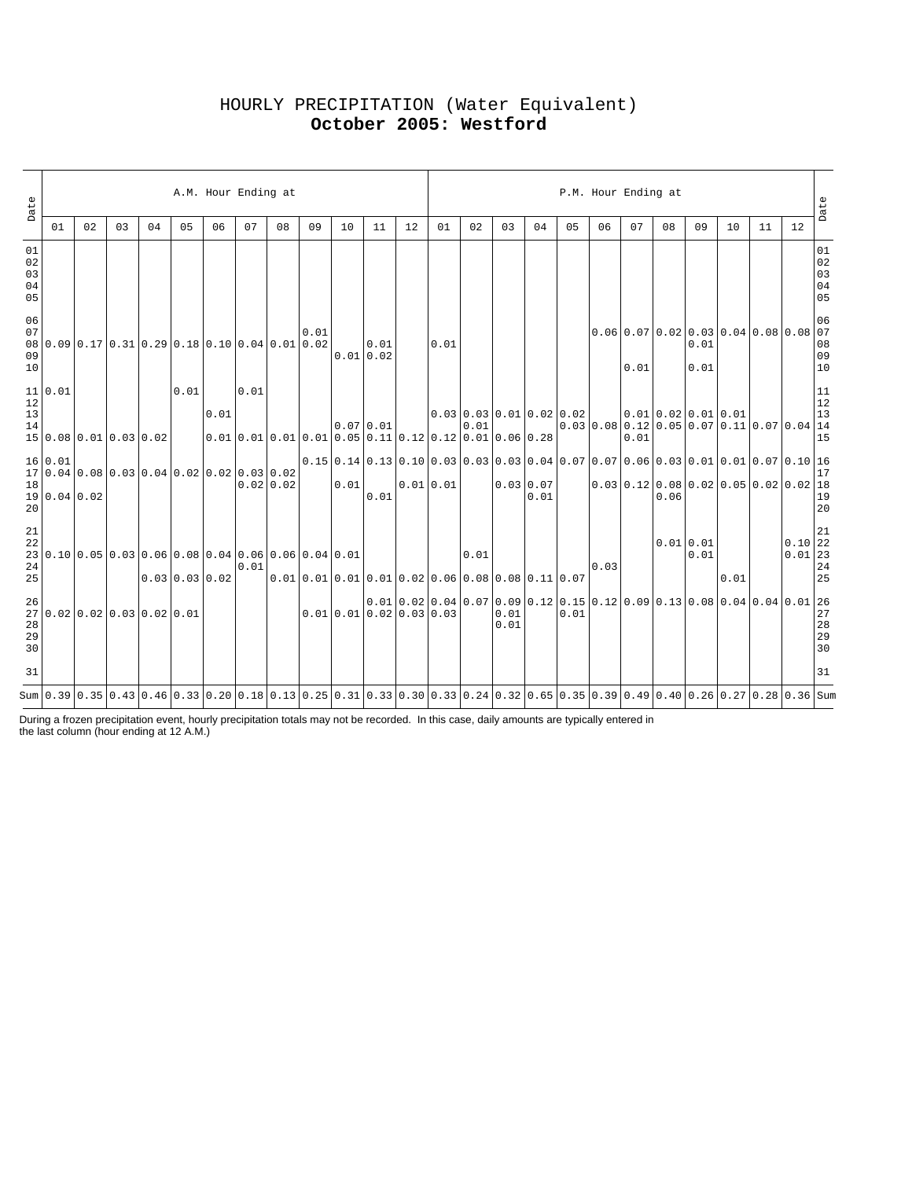# HOURLY PRECIPITATION (Water Equivalent)

## October 2005: Westford

| Date | A.M. Hour Ending at | | | | | | | | | | | | P.M. Hour Ending at | | | | | | | | | | | | Date |
|---|---|---|---|---|---|---|---|---|---|---|---|---|---|---|---|---|---|---|---|---|---|---|---|---|---|
| | 01 | 02 | 03 | 04 | 05 | 06 | 07 | 08 | 09 | 10 | 11 | 12 | 01 | 02 | 03 | 04 | 05 | 06 | 07 | 08 | 09 | 10 | 11 | 12 | |
| 01 | | | | | | | | | | | | | | | | | | | | | | | | | 01 |
| 02 | | | | | | | | | | | | | | | | | | | | | | | | | 02 |
| 03 | | | | | | | | | | | | | | | | | | | | | | | | | 03 |
| 04 | | | | | | | | | | | | | | | | | | | | | | | | | 04 |
| 05 | | | | | | | | | | | | | | | | | | | | | | | | | 05 |
| 06 | | | | | | | | | | | | | | | | | | | | | | | | | 06 |
| 07 | | | | | | | | | 0.01 | | | | | | | | | 0.06 | 0.07 | 0.02 | 0.03 | 0.04 | 0.08 | 0.08 | 07 |
| 08 | 0.09 | 0.17 | 0.31 | 0.29 | 0.18 | 0.10 | 0.04 | 0.01 | 0.02 | | 0.01 | | 0.01 | | | | | | | | 0.01 | | | | 08 |
| 09 | | | | | | | | | | 0.01 | 0.02 | | | | | | | | | | | | | | 09 |
| 10 | | | | | | | | | | | | | | | | | | | 0.01 | | 0.01 | | | | 10 |
| 11 | 0.01 | | | | 0.01 | | 0.01 | | | | | | | | | | | | | | | | | | 11 |
| 12 | | | | | | | | | | 0.07 | 0.01 | | | | | | | | | | | | | | 12 |
| 13 | | | | | | 0.01 | | | | | | | 0.03 | 0.03 | 0.01 | 0.02 | 0.02 | | 0.01 | 0.02 | 0.01 | 0.01 | | | 13 |
| 14 | | | | | | | | | | | | | | 0.01 | | | 0.03 | 0.08 | 0.12 | 0.05 | 0.07 | 0.11 | 0.07 | 0.04 | 14 |
| 15 | 0.08 | 0.01 | 0.03 | 0.02 | | 0.01 | 0.01 | 0.01 | 0.01 | 0.05 | 0.11 | 0.12 | 0.12 | 0.01 | 0.06 | 0.28 | | | 0.01 | | | | | | 15 |
| 16 | 0.01 | | | | | | | | 0.15 | 0.14 | 0.13 | 0.10 | 0.03 | 0.03 | 0.03 | 0.04 | 0.07 | 0.07 | 0.06 | 0.03 | 0.01 | 0.01 | 0.07 | 0.10 | 16 |
| 17 | 0.04 | 0.08 | 0.03 | 0.04 | 0.02 | 0.02 | 0.03 | 0.02 | | | | | | | | | | | | | | | | | 17 |
| 18 | | | | | | | 0.02 | 0.02 | | 0.01 | | 0.01 | 0.01 | | 0.03 | 0.07 | | 0.03 | 0.12 | 0.08 | 0.02 | 0.05 | 0.02 | 0.02 | 18 |
| 19 | 0.04 | 0.02 | | | | | | | | | 0.01 | | | | | 0.01 | | | | 0.06 | | | | | 19 |
| 20 | | | | | | | | | | | | | | | | | | | | | | | | | 20 |
| 21 | | | | | | | | | | | | | | | | | | | | | | | | | 21 |
| 22 | | | | | | | | | | | | | | | | | | | | 0.01 | 0.01 | | | 0.10 | 22 |
| 23 | 0.10 | 0.05 | 0.03 | 0.06 | 0.08 | 0.04 | 0.06 | 0.06 | 0.04 | 0.01 | | | | 0.01 | | | | | | | 0.01 | | | 0.01 | 23 |
| 24 | | | | | | | 0.01 | | | | | | | | | | | 0.03 | | | | | | | 24 |
| 25 | | | | 0.03 | 0.03 | 0.02 | | 0.01 | 0.01 | 0.01 | 0.01 | 0.02 | 0.06 | 0.08 | 0.08 | 0.11 | 0.07 | | | | | 0.01 | | | 25 |
| 26 | | | | | | | | | | | 0.01 | 0.02 | 0.04 | 0.07 | 0.09 | 0.12 | 0.15 | 0.12 | 0.09 | 0.13 | 0.08 | 0.04 | 0.04 | 0.01 | 26 |
| 27 | 0.02 | 0.02 | 0.03 | 0.02 | 0.01 | | | | 0.01 | 0.01 | 0.02 | 0.03 | 0.03 | | 0.01 | | 0.01 | | | | | | | | 27 |
| 28 | | | | | | | | | | | | | | | 0.01 | | | | | | | | | | 28 |
| 29 | | | | | | | | | | | | | | | | | | | | | | | | | 29 |
| 30 | | | | | | | | | | | | | | | | | | | | | | | | | 30 |
| 31 | | | | | | | | | | | | | | | | | | | | | | | | | 31 |
| Sum | 0.39 | 0.35 | 0.43 | 0.46 | 0.33 | 0.20 | 0.18 | 0.13 | 0.25 | 0.31 | 0.33 | 0.30 | 0.33 | 0.24 | 0.32 | 0.65 | 0.35 | 0.39 | 0.49 | 0.40 | 0.26 | 0.27 | 0.28 | 0.36 | Sum |

During a frozen precipitation event, hourly precipitation totals may not be recorded. In this case, daily amounts are typically entered in the last column (hour ending at 12 A.M.)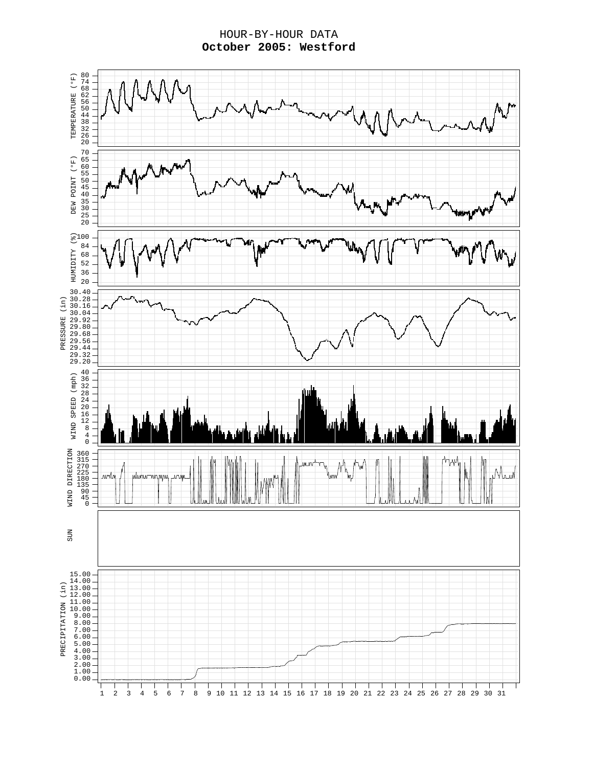# HOUR-BY-HOUR DATA

**October 2005: Westford**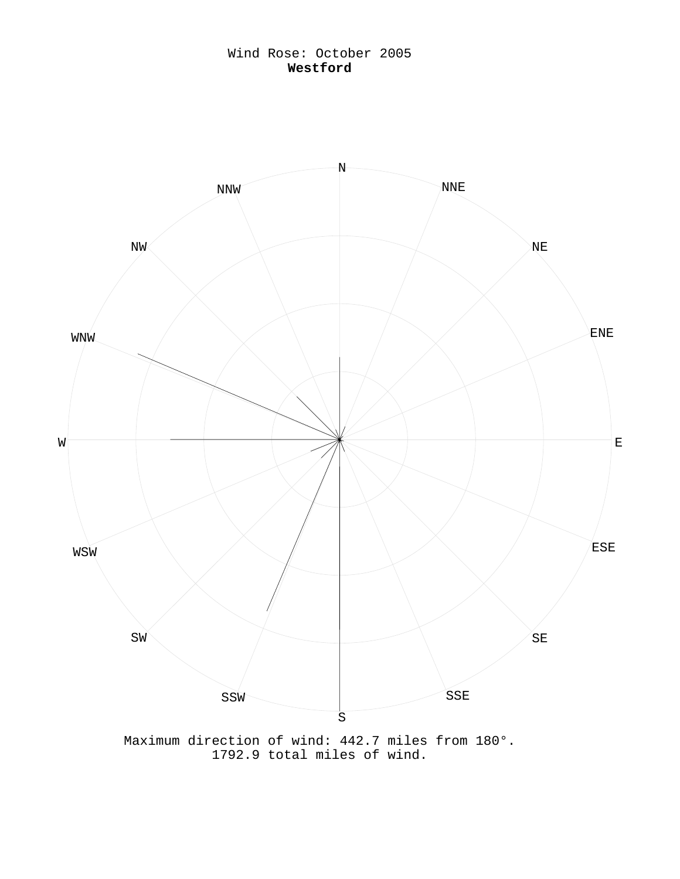Wind Rose: October 2005

**Westford**

N

NNE

NE

ENE

E

ESE

SE

SSE

S

SSW

SW

WSW

W

WNW

NW

NNW

Maximum direction of wind: 442.7 miles from 180°.

1792.9 total miles of wind.